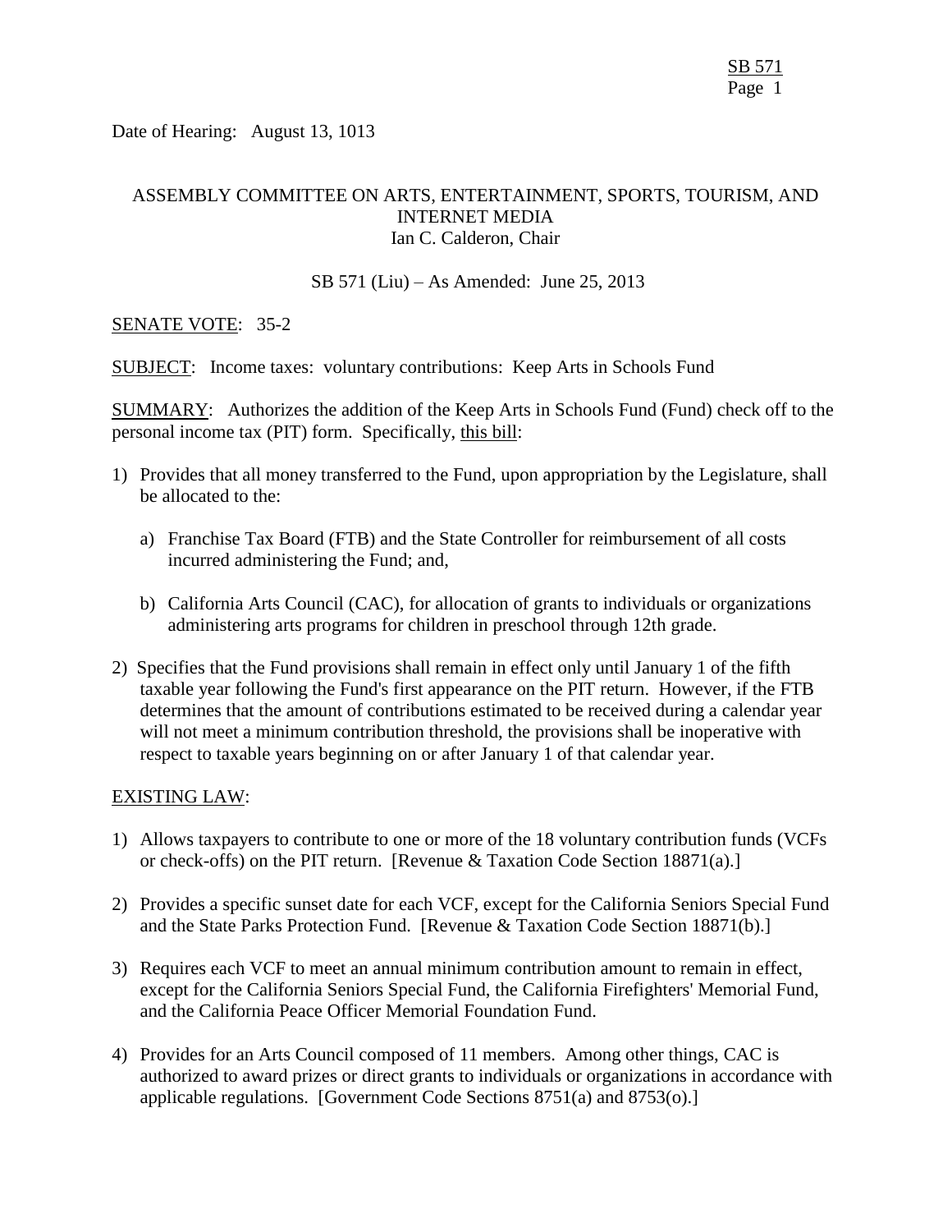Date of Hearing: August 13, 1013

ASSEMBLY COMMITTEE ON ARTS, ENTERTAINMENT, SPORTS, TOURISM, AND INTERNET MEDIA
Ian C. Calderon, Chair

SB 571 (Liu) – As Amended: June 25, 2013

SENATE VOTE: 35-2

SUBJECT: Income taxes: voluntary contributions: Keep Arts in Schools Fund

SUMMARY: Authorizes the addition of the Keep Arts in Schools Fund (Fund) check off to the personal income tax (PIT) form. Specifically, this bill:

1) Provides that all money transferred to the Fund, upon appropriation by the Legislature, shall be allocated to the:

   a) Franchise Tax Board (FTB) and the State Controller for reimbursement of all costs incurred administering the Fund; and,

   b) California Arts Council (CAC), for allocation of grants to individuals or organizations administering arts programs for children in preschool through 12th grade.

2) Specifies that the Fund provisions shall remain in effect only until January 1 of the fifth taxable year following the Fund's first appearance on the PIT return. However, if the FTB determines that the amount of contributions estimated to be received during a calendar year will not meet a minimum contribution threshold, the provisions shall be inoperative with respect to taxable years beginning on or after January 1 of that calendar year.

EXISTING LAW:

1) Allows taxpayers to contribute to one or more of the 18 voluntary contribution funds (VCFs or check-offs) on the PIT return. [Revenue & Taxation Code Section 18871(a).]

2) Provides a specific sunset date for each VCF, except for the California Seniors Special Fund and the State Parks Protection Fund. [Revenue & Taxation Code Section 18871(b).]

3) Requires each VCF to meet an annual minimum contribution amount to remain in effect, except for the California Seniors Special Fund, the California Firefighters' Memorial Fund, and the California Peace Officer Memorial Foundation Fund.

4) Provides for an Arts Council composed of 11 members. Among other things, CAC is authorized to award prizes or direct grants to individuals or organizations in accordance with applicable regulations. [Government Code Sections 8751(a) and 8753(o).]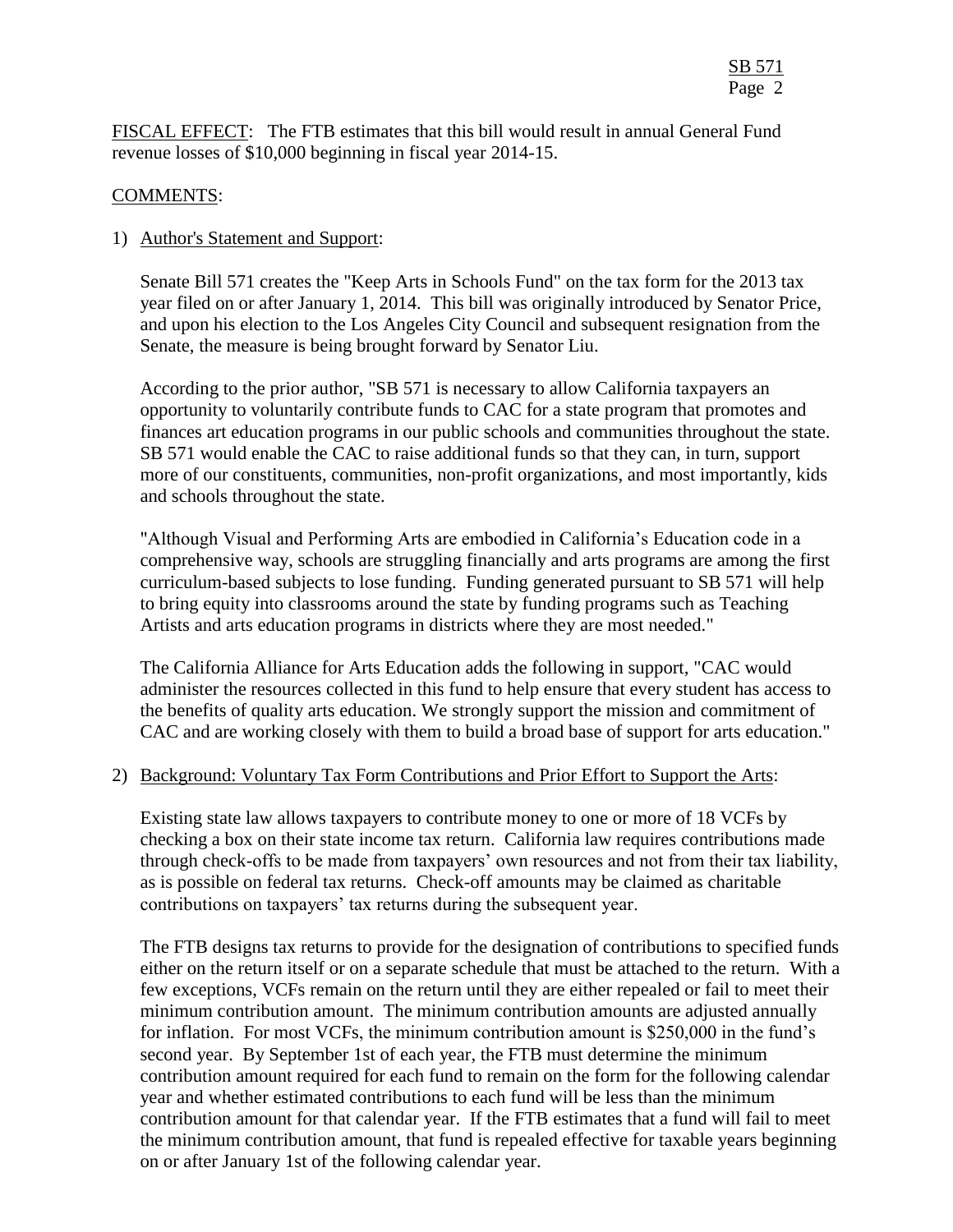FISCAL EFFECT: The FTB estimates that this bill would result in annual General Fund revenue losses of $10,000 beginning in fiscal year 2014-15.

COMMENTS:

1) Author's Statement and Support:

   Senate Bill 571 creates the "Keep Arts in Schools Fund" on the tax form for the 2013 tax year filed on or after January 1, 2014. This bill was originally introduced by Senator Price, and upon his election to the Los Angeles City Council and subsequent resignation from the Senate, the measure is being brought forward by Senator Liu.

   According to the prior author, "SB 571 is necessary to allow California taxpayers an opportunity to voluntarily contribute funds to CAC for a state program that promotes and finances art education programs in our public schools and communities throughout the state. SB 571 would enable the CAC to raise additional funds so that they can, in turn, support more of our constituents, communities, non-profit organizations, and most importantly, kids and schools throughout the state.

   "Although Visual and Performing Arts are embodied in California's Education code in a comprehensive way, schools are struggling financially and arts programs are among the first curriculum-based subjects to lose funding. Funding generated pursuant to SB 571 will help to bring equity into classrooms around the state by funding programs such as Teaching Artists and arts education programs in districts where they are most needed."

   The California Alliance for Arts Education adds the following in support, "CAC would administer the resources collected in this fund to help ensure that every student has access to the benefits of quality arts education. We strongly support the mission and commitment of CAC and are working closely with them to build a broad base of support for arts education."

2) Background: Voluntary Tax Form Contributions and Prior Effort to Support the Arts:

   Existing state law allows taxpayers to contribute money to one or more of 18 VCFs by checking a box on their state income tax return. California law requires contributions made through check-offs to be made from taxpayers' own resources and not from their tax liability, as is possible on federal tax returns. Check-off amounts may be claimed as charitable contributions on taxpayers' tax returns during the subsequent year.

   The FTB designs tax returns to provide for the designation of contributions to specified funds either on the return itself or on a separate schedule that must be attached to the return. With a few exceptions, VCFs remain on the return until they are either repealed or fail to meet their minimum contribution amount. The minimum contribution amounts are adjusted annually for inflation. For most VCFs, the minimum contribution amount is $250,000 in the fund's second year. By September 1st of each year, the FTB must determine the minimum contribution amount required for each fund to remain on the form for the following calendar year and whether estimated contributions to each fund will be less than the minimum contribution amount for that calendar year. If the FTB estimates that a fund will fail to meet the minimum contribution amount, that fund is repealed effective for taxable years beginning on or after January 1st of the following calendar year.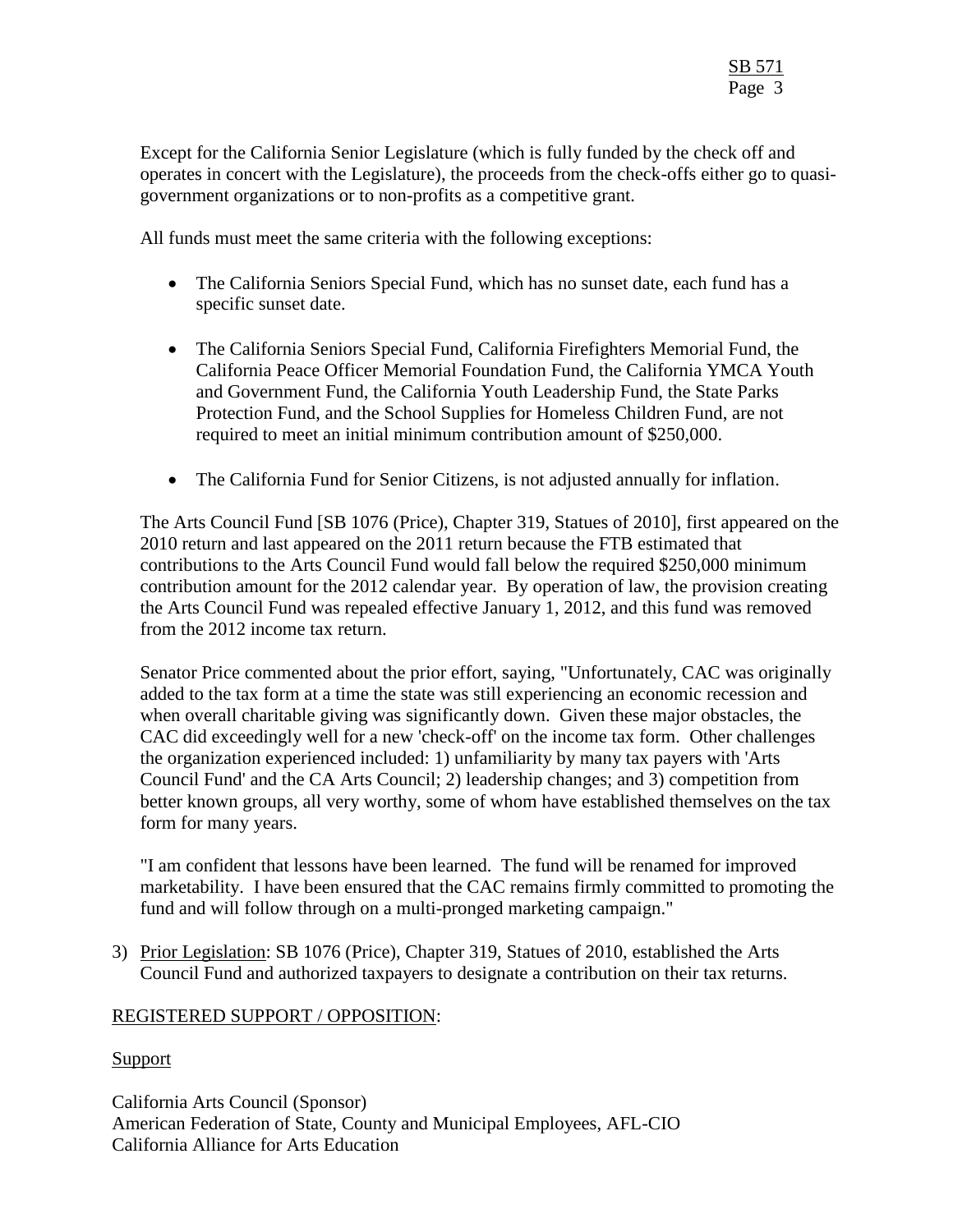Except for the California Senior Legislature (which is fully funded by the check off and operates in concert with the Legislature), the proceeds from the check-offs either go to quasi-government organizations or to non-profits as a competitive grant.

All funds must meet the same criteria with the following exceptions:

- The California Seniors Special Fund, which has no sunset date, each fund has a specific sunset date.
- The California Seniors Special Fund, California Firefighters Memorial Fund, the California Peace Officer Memorial Foundation Fund, the California YMCA Youth and Government Fund, the California Youth Leadership Fund, the State Parks Protection Fund, and the School Supplies for Homeless Children Fund, are not required to meet an initial minimum contribution amount of $250,000.
- The California Fund for Senior Citizens, is not adjusted annually for inflation.

The Arts Council Fund [SB 1076 (Price), Chapter 319, Statues of 2010], first appeared on the 2010 return and last appeared on the 2011 return because the FTB estimated that contributions to the Arts Council Fund would fall below the required $250,000 minimum contribution amount for the 2012 calendar year. By operation of law, the provision creating the Arts Council Fund was repealed effective January 1, 2012, and this fund was removed from the 2012 income tax return.

Senator Price commented about the prior effort, saying, "Unfortunately, CAC was originally added to the tax form at a time the state was still experiencing an economic recession and when overall charitable giving was significantly down. Given these major obstacles, the CAC did exceedingly well for a new 'check-off' on the income tax form. Other challenges the organization experienced included: 1) unfamiliarity by many tax payers with 'Arts Council Fund' and the CA Arts Council; 2) leadership changes; and 3) competition from better known groups, all very worthy, some of whom have established themselves on the tax form for many years.

"I am confident that lessons have been learned. The fund will be renamed for improved marketability. I have been ensured that the CAC remains firmly committed to promoting the fund and will follow through on a multi-pronged marketing campaign."

3) Prior Legislation: SB 1076 (Price), Chapter 319, Statues of 2010, established the Arts Council Fund and authorized taxpayers to designate a contribution on their tax returns.

## REGISTERED SUPPORT / OPPOSITION:

### Support

California Arts Council (Sponsor)
American Federation of State, County and Municipal Employees, AFL-CIO
California Alliance for Arts Education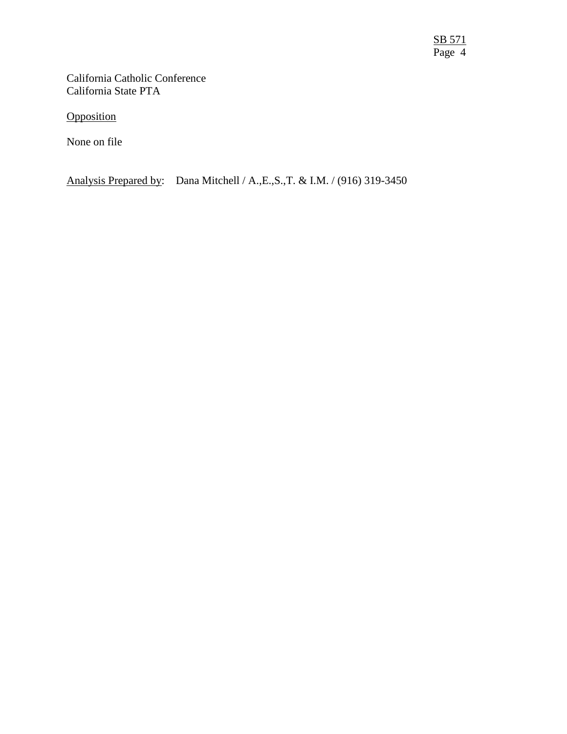California Catholic Conference
California State PTA

Opposition

None on file

Analysis Prepared by: Dana Mitchell / A.,E.,S.,T. & I.M. / (916) 319-3450